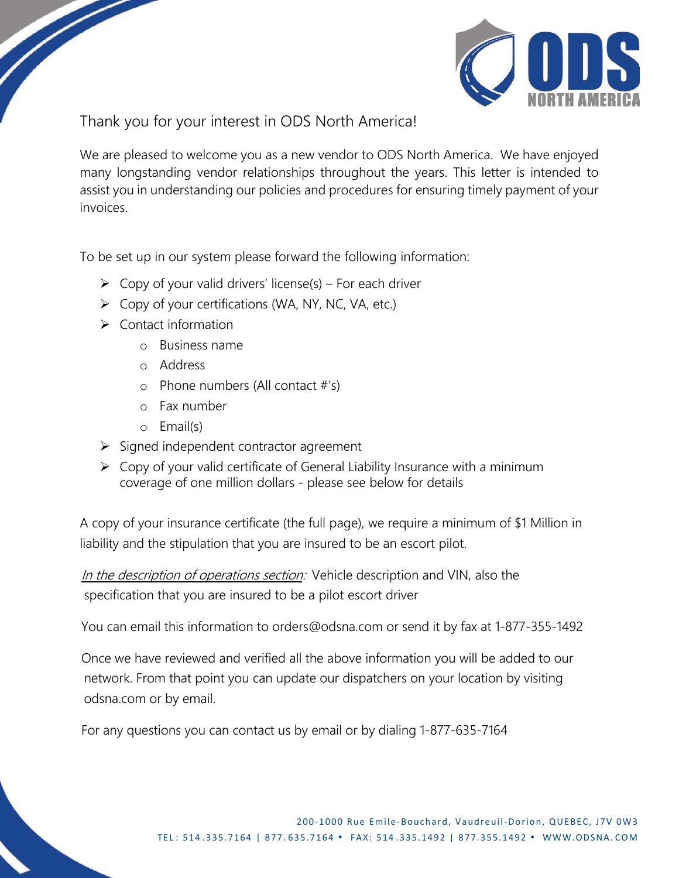Thank you for your interest in ODS North America!

We are pleased to welcome you as a new vendor to ODS North America. We have enjoyed many longstanding vendor relationships throughout the years. This letter is intended to assist you in understanding our policies and procedures for ensuring timely payment of your invoices.

To be set up in our system please forward the following information:

- Copy of your valid drivers' license(s) – For each driver
- Copy of your certifications (WA, NY, NC, VA, etc.)
- Contact information
  - Business name
  - Address
  - Phone numbers (All contact #'s)
  - Fax number
  - Email(s)
- Signed independent contractor agreement
- Copy of your valid certificate of General Liability Insurance with a minimum coverage of one million dollars - please see below for details

A copy of your insurance certificate (the full page), we require a minimum of $1 Million in liability and the stipulation that you are insured to be an escort pilot.

*In the description of operations section:* Vehicle description and VIN, also the specification that you are insured to be a pilot escort driver

You can email this information to orders@odsna.com or send it by fax at 1-877-355-1492

Once we have reviewed and verified all the above information you will be added to our network. From that point you can update our dispatchers on your location by visiting odsna.com or by email.

For any questions you can contact us by email or by dialing 1-877-635-7164

200-1000 Rue Emile-Bouchard, Vaudreuil-Dorion, QUEBEC, J7V 0W3
TEL: 514.335.7164 | 877.635.7164 • FAX: 514.335.1492 | 877.355.1492 • WWW.ODSNA.COM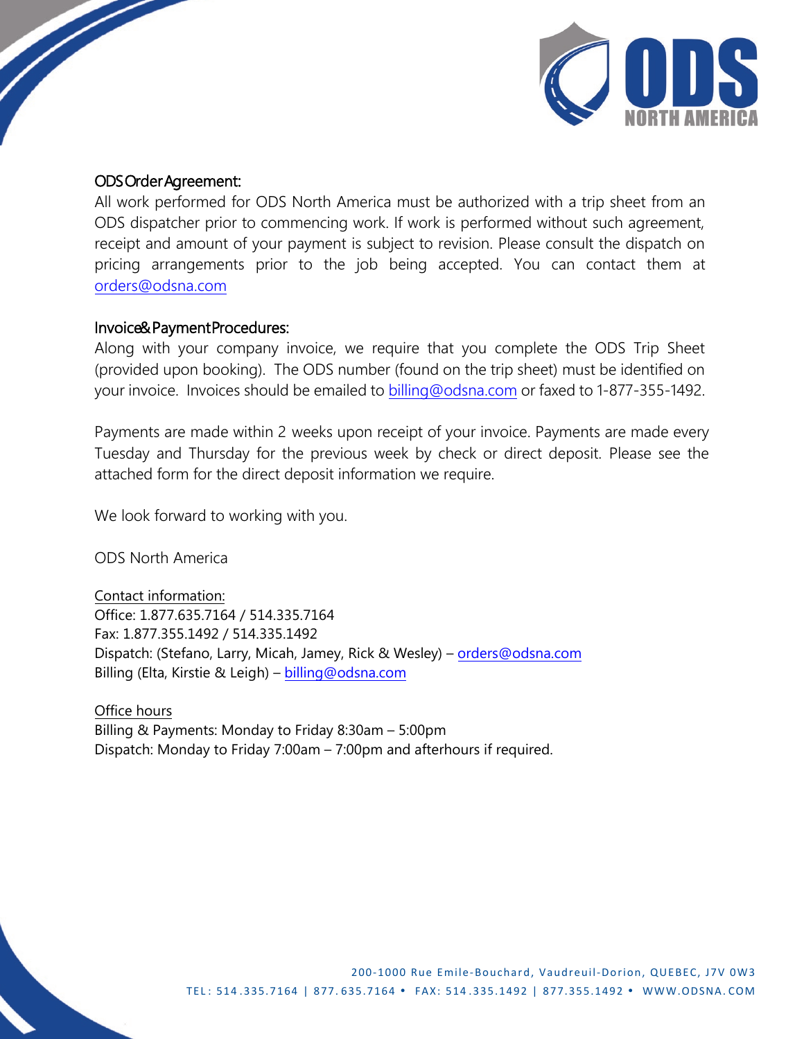ODS NORTH AMERICA

## ODS Order Agreement:

All work performed for ODS North America must be authorized with a trip sheet from an ODS dispatcher prior to commencing work. If work is performed without such agreement, receipt and amount of your payment is subject to revision. Please consult the dispatch on pricing arrangements prior to the job being accepted. You can contact them at orders@odsna.com

## Invoice & Payment Procedures:

Along with your company invoice, we require that you complete the ODS Trip Sheet (provided upon booking). The ODS number (found on the trip sheet) must be identified on your invoice. Invoices should be emailed to billing@odsna.com or faxed to 1-877-355-1492.

Payments are made within 2 weeks upon receipt of your invoice. Payments are made every Tuesday and Thursday for the previous week by check or direct deposit. Please see the attached form for the direct deposit information we require.

We look forward to working with you.

ODS North America

Contact information:
Office: 1.877.635.7164 / 514.335.7164
Fax: 1.877.355.1492 / 514.335.1492
Dispatch: (Stefano, Larry, Micah, Jamey, Rick & Wesley) – orders@odsna.com
Billing (Elta, Kirstie & Leigh) – billing@odsna.com

Office hours
Billing & Payments: Monday to Friday 8:30am – 5:00pm
Dispatch: Monday to Friday 7:00am – 7:00pm and afterhours if required.

200-1000 Rue Emile-Bouchard, Vaudreuil-Dorion, QUEBEC, J7V 0W3
TEL: 514.335.7164 | 877.635.7164 • FAX: 514.335.1492 | 877.355.1492 • WWW.ODSNA.COM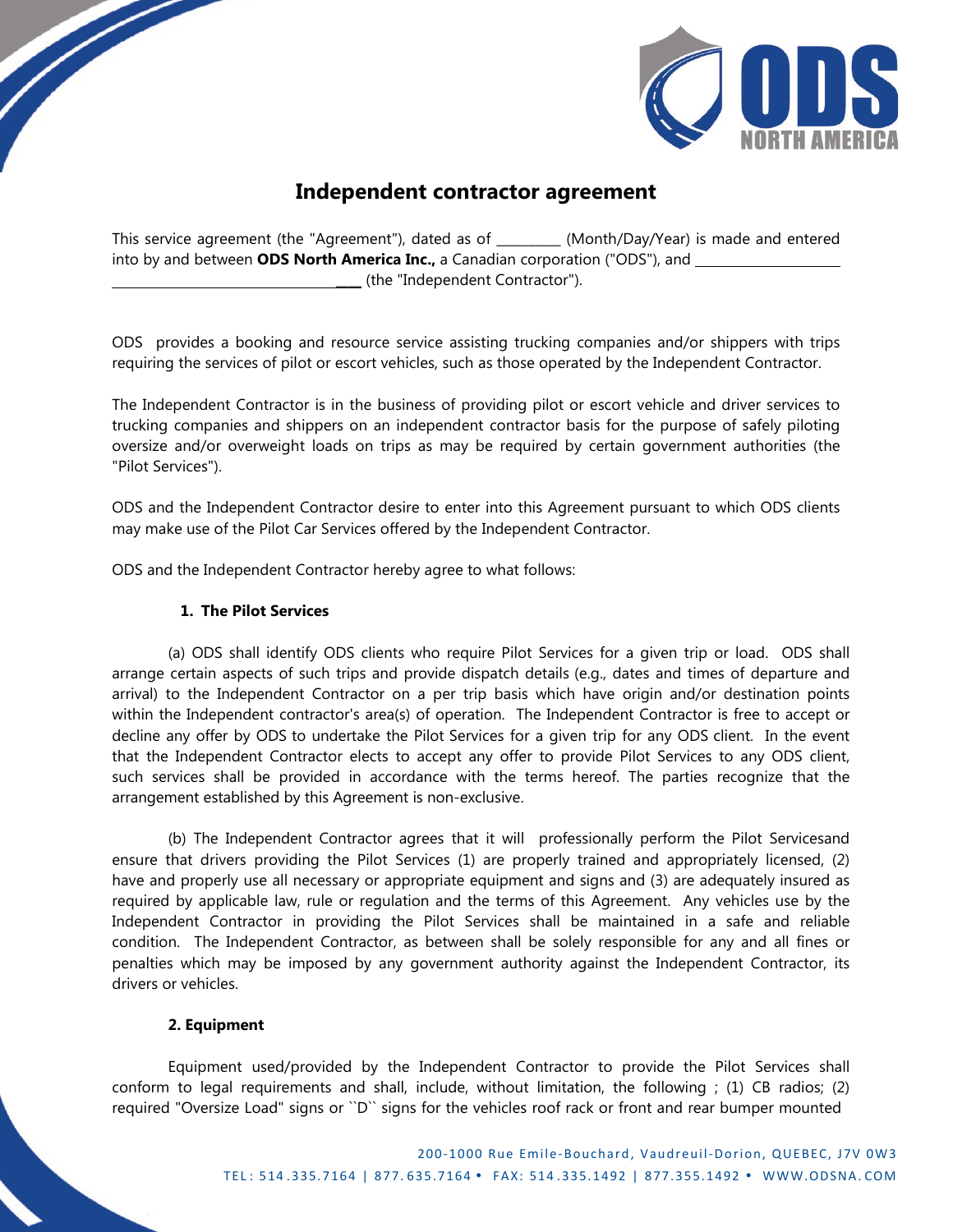# Independent contractor agreement

This service agreement (the "Agreement"), dated as of _________ (Month/Day/Year) is made and entered into by and between **ODS North America Inc.,** a Canadian corporation ("ODS"), and ____________________ ________________________________ (the "Independent Contractor").

ODS provides a booking and resource service assisting trucking companies and/or shippers with trips requiring the services of pilot or escort vehicles, such as those operated by the Independent Contractor.

The Independent Contractor is in the business of providing pilot or escort vehicle and driver services to trucking companies and shippers on an independent contractor basis for the purpose of safely piloting oversize and/or overweight loads on trips as may be required by certain government authorities (the "Pilot Services").

ODS and the Independent Contractor desire to enter into this Agreement pursuant to which ODS clients may make use of the Pilot Car Services offered by the Independent Contractor.

ODS and the Independent Contractor hereby agree to what follows:

### 1. The Pilot Services

(a) ODS shall identify ODS clients who require Pilot Services for a given trip or load. ODS shall arrange certain aspects of such trips and provide dispatch details (e.g., dates and times of departure and arrival) to the Independent Contractor on a per trip basis which have origin and/or destination points within the Independent contractor's area(s) of operation. The Independent Contractor is free to accept or decline any offer by ODS to undertake the Pilot Services for a given trip for any ODS client. In the event that the Independent Contractor elects to accept any offer to provide Pilot Services to any ODS client, such services shall be provided in accordance with the terms hereof. The parties recognize that the arrangement established by this Agreement is non-exclusive.

(b) The Independent Contractor agrees that it will professionally perform the Pilot Servicesand ensure that drivers providing the Pilot Services (1) are properly trained and appropriately licensed, (2) have and properly use all necessary or appropriate equipment and signs and (3) are adequately insured as required by applicable law, rule or regulation and the terms of this Agreement. Any vehicles use by the Independent Contractor in providing the Pilot Services shall be maintained in a safe and reliable condition. The Independent Contractor, as between shall be solely responsible for any and all fines or penalties which may be imposed by any government authority against the Independent Contractor, its drivers or vehicles.

### 2. Equipment

Equipment used/provided by the Independent Contractor to provide the Pilot Services shall conform to legal requirements and shall, include, without limitation, the following ; (1) CB radios; (2) required "Oversize Load" signs or ``D`` signs for the vehicles roof rack or front and rear bumper mounted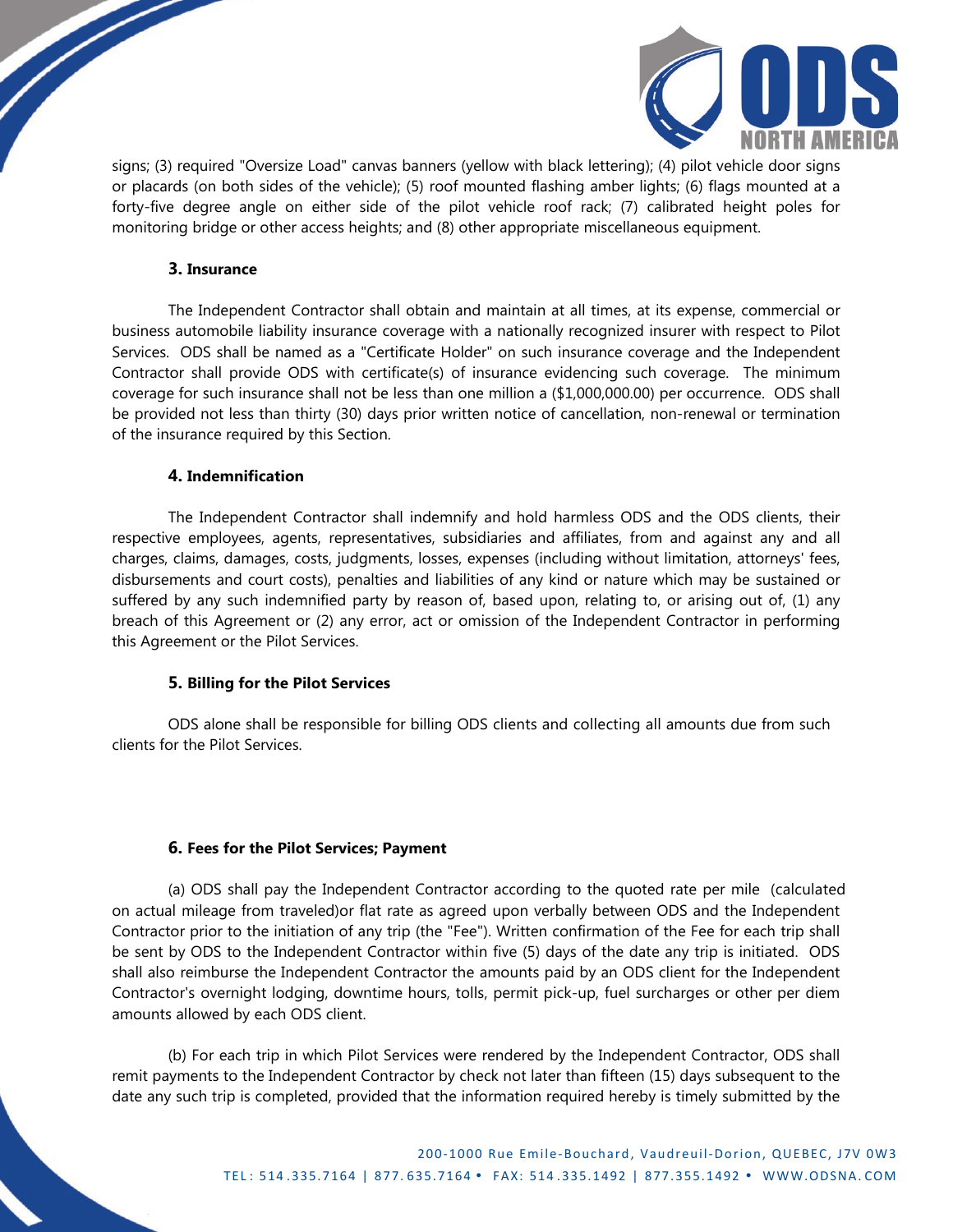signs; (3) required "Oversize Load" canvas banners (yellow with black lettering); (4) pilot vehicle door signs or placards (on both sides of the vehicle); (5) roof mounted flashing amber lights; (6) flags mounted at a forty-five degree angle on either side of the pilot vehicle roof rack; (7) calibrated height poles for monitoring bridge or other access heights; and (8) other appropriate miscellaneous equipment.

### 3. Insurance

The Independent Contractor shall obtain and maintain at all times, at its expense, commercial or business automobile liability insurance coverage with a nationally recognized insurer with respect to Pilot Services. ODS shall be named as a "Certificate Holder" on such insurance coverage and the Independent Contractor shall provide ODS with certificate(s) of insurance evidencing such coverage. The minimum coverage for such insurance shall not be less than one million a ($1,000,000.00) per occurrence. ODS shall be provided not less than thirty (30) days prior written notice of cancellation, non-renewal or termination of the insurance required by this Section.

### 4. Indemnification

The Independent Contractor shall indemnify and hold harmless ODS and the ODS clients, their respective employees, agents, representatives, subsidiaries and affiliates, from and against any and all charges, claims, damages, costs, judgments, losses, expenses (including without limitation, attorneys' fees, disbursements and court costs), penalties and liabilities of any kind or nature which may be sustained or suffered by any such indemnified party by reason of, based upon, relating to, or arising out of, (1) any breach of this Agreement or (2) any error, act or omission of the Independent Contractor in performing this Agreement or the Pilot Services.

### 5. Billing for the Pilot Services

ODS alone shall be responsible for billing ODS clients and collecting all amounts due from such clients for the Pilot Services.

### 6. Fees for the Pilot Services; Payment

(a) ODS shall pay the Independent Contractor according to the quoted rate per mile (calculated on actual mileage from traveled)or flat rate as agreed upon verbally between ODS and the Independent Contractor prior to the initiation of any trip (the "Fee"). Written confirmation of the Fee for each trip shall be sent by ODS to the Independent Contractor within five (5) days of the date any trip is initiated. ODS shall also reimburse the Independent Contractor the amounts paid by an ODS client for the Independent Contractor's overnight lodging, downtime hours, tolls, permit pick-up, fuel surcharges or other per diem amounts allowed by each ODS client.

(b) For each trip in which Pilot Services were rendered by the Independent Contractor, ODS shall remit payments to the Independent Contractor by check not later than fifteen (15) days subsequent to the date any such trip is completed, provided that the information required hereby is timely submitted by the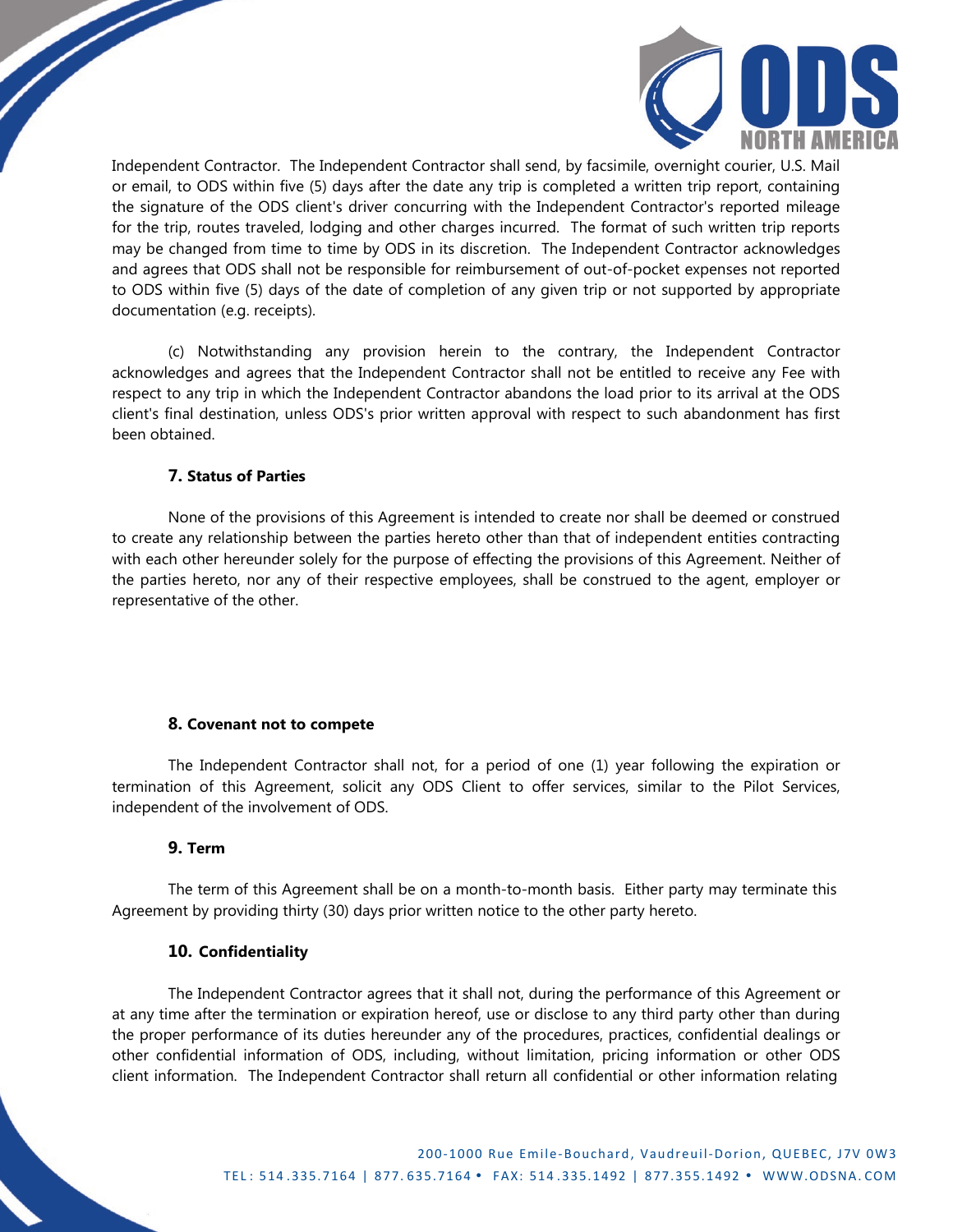Independent Contractor. The Independent Contractor shall send, by facsimile, overnight courier, U.S. Mail or email, to ODS within five (5) days after the date any trip is completed a written trip report, containing the signature of the ODS client's driver concurring with the Independent Contractor's reported mileage for the trip, routes traveled, lodging and other charges incurred. The format of such written trip reports may be changed from time to time by ODS in its discretion. The Independent Contractor acknowledges and agrees that ODS shall not be responsible for reimbursement of out-of-pocket expenses not reported to ODS within five (5) days of the date of completion of any given trip or not supported by appropriate documentation (e.g. receipts).

(c) Notwithstanding any provision herein to the contrary, the Independent Contractor acknowledges and agrees that the Independent Contractor shall not be entitled to receive any Fee with respect to any trip in which the Independent Contractor abandons the load prior to its arrival at the ODS client's final destination, unless ODS's prior written approval with respect to such abandonment has first been obtained.

### 7. Status of Parties

None of the provisions of this Agreement is intended to create nor shall be deemed or construed to create any relationship between the parties hereto other than that of independent entities contracting with each other hereunder solely for the purpose of effecting the provisions of this Agreement. Neither of the parties hereto, nor any of their respective employees, shall be construed to the agent, employer or representative of the other.

### 8. Covenant not to compete

The Independent Contractor shall not, for a period of one (1) year following the expiration or termination of this Agreement, solicit any ODS Client to offer services, similar to the Pilot Services, independent of the involvement of ODS.

### 9. Term

The term of this Agreement shall be on a month-to-month basis. Either party may terminate this Agreement by providing thirty (30) days prior written notice to the other party hereto.

### 10. Confidentiality

The Independent Contractor agrees that it shall not, during the performance of this Agreement or at any time after the termination or expiration hereof, use or disclose to any third party other than during the proper performance of its duties hereunder any of the procedures, practices, confidential dealings or other confidential information of ODS, including, without limitation, pricing information or other ODS client information. The Independent Contractor shall return all confidential or other information relating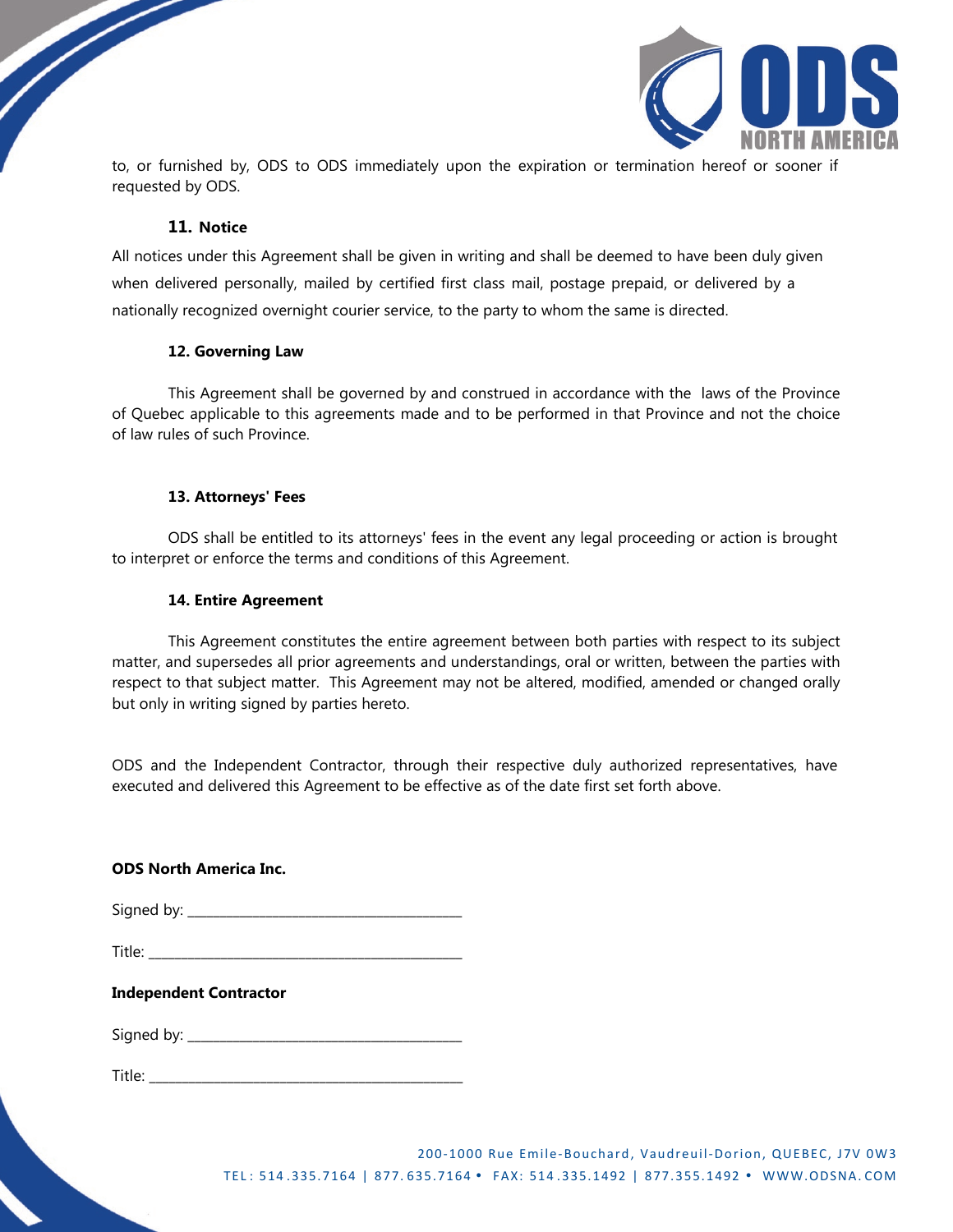to, or furnished by, ODS to ODS immediately upon the expiration or termination hereof or sooner if requested by ODS.

**11. Notice**

All notices under this Agreement shall be given in writing and shall be deemed to have been duly given when delivered personally, mailed by certified first class mail, postage prepaid, or delivered by a nationally recognized overnight courier service, to the party to whom the same is directed.

**12. Governing Law**

This Agreement shall be governed by and construed in accordance with the laws of the Province of Quebec applicable to this agreements made and to be performed in that Province and not the choice of law rules of such Province.

**13. Attorneys' Fees**

ODS shall be entitled to its attorneys' fees in the event any legal proceeding or action is brought to interpret or enforce the terms and conditions of this Agreement.

**14. Entire Agreement**

This Agreement constitutes the entire agreement between both parties with respect to its subject matter, and supersedes all prior agreements and understandings, oral or written, between the parties with respect to that subject matter. This Agreement may not be altered, modified, amended or changed orally but only in writing signed by parties hereto.

ODS and the Independent Contractor, through their respective duly authorized representatives, have executed and delivered this Agreement to be effective as of the date first set forth above.

**ODS North America Inc.**

Signed by: ________________________________________

Title: ___________________________________________

**Independent Contractor**

Signed by: ________________________________________

Title: ___________________________________________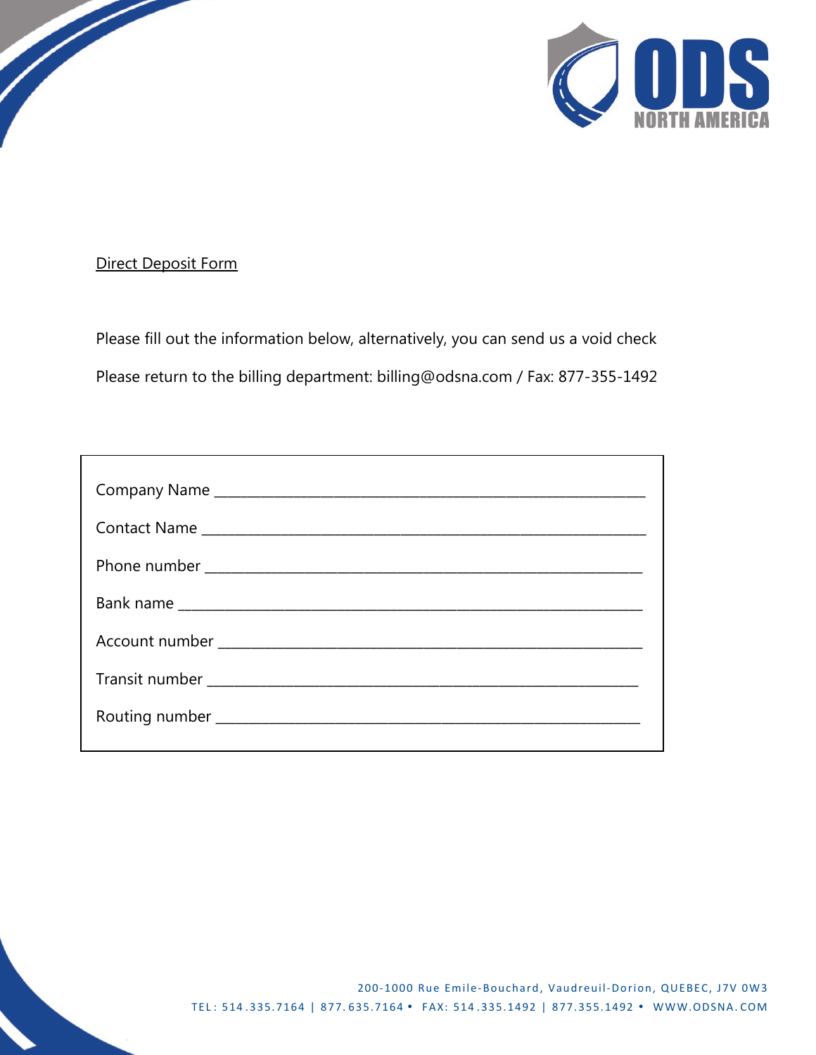ODS NORTH AMERICA

Direct Deposit Form

Please fill out the information below, alternatively, you can send us a void check

Please return to the billing department: billing@odsna.com / Fax: 877-355-1492

Company Name ____________________________________________

Contact Name ____________________________________________

Phone number ____________________________________________

Bank name ____________________________________________

Account number ____________________________________________

Transit number ____________________________________________

Routing number ____________________________________________

200-1000 Rue Emile-Bouchard, Vaudreuil-Dorion, QUEBEC, J7V 0W3

TEL: 514.335.7164 | 877.635.7164 • FAX: 514.335.1492 | 877.355.1492 • WWW.ODSNA.COM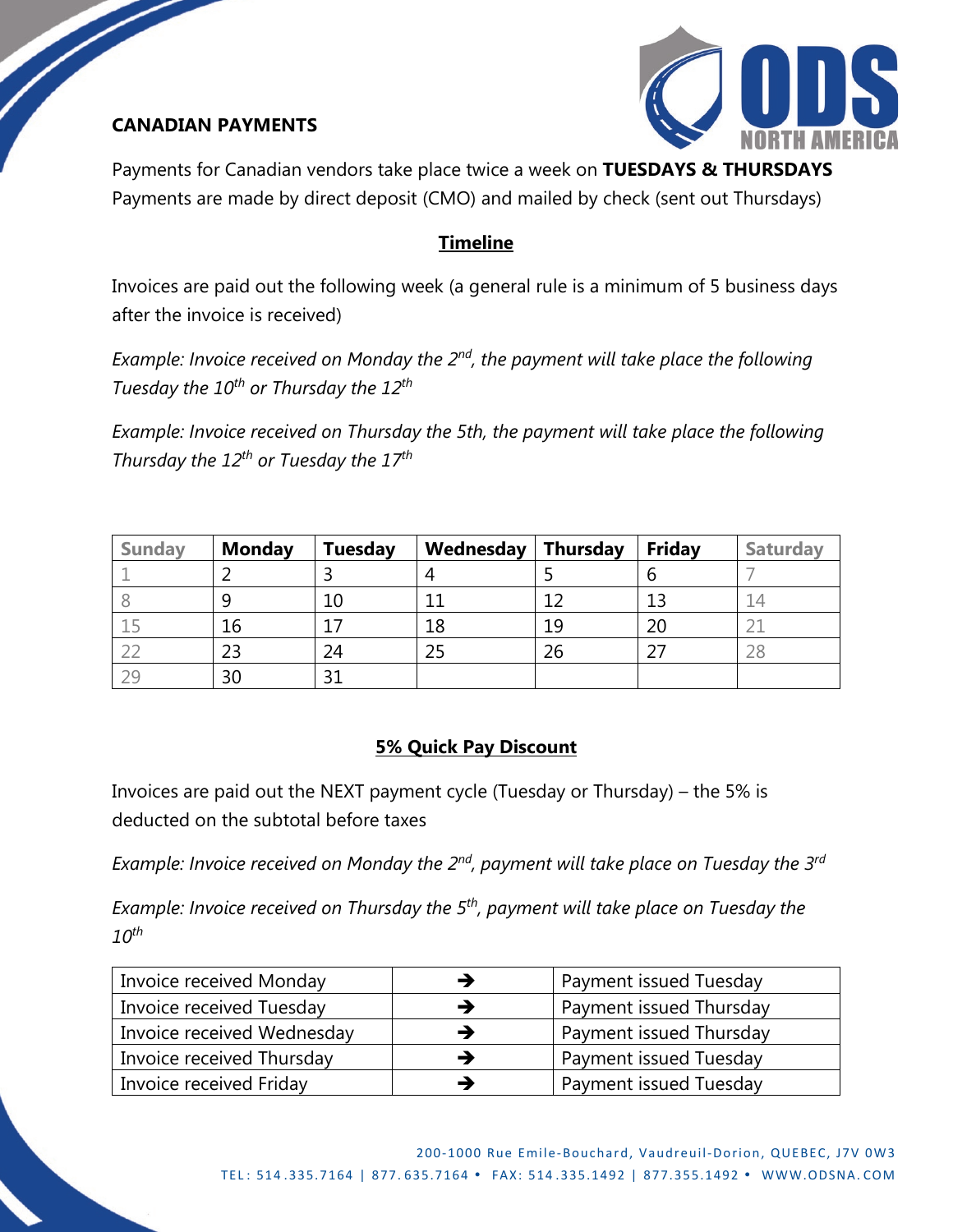## CANADIAN PAYMENTS

Payments for Canadian vendors take place twice a week on **TUESDAYS & THURSDAYS**
Payments are made by direct deposit (CMO) and mailed by check (sent out Thursdays)

### Timeline

Invoices are paid out the following week (a general rule is a minimum of 5 business days after the invoice is received)

*Example: Invoice received on Monday the 2nd, the payment will take place the following Tuesday the 10th or Thursday the 12th*

*Example: Invoice received on Thursday the 5th, the payment will take place the following Thursday the 12th or Tuesday the 17th*

| Sunday | Monday | Tuesday | Wednesday | Thursday | Friday | Saturday |
|---|---|---|---|---|---|---|
| 1 | 2 | 3 | 4 | 5 | 6 | 7 |
| 8 | 9 | 10 | 11 | 12 | 13 | 14 |
| 15 | 16 | 17 | 18 | 19 | 20 | 21 |
| 22 | 23 | 24 | 25 | 26 | 27 | 28 |
| 29 | 30 | 31 | | | | |

### 5% Quick Pay Discount

Invoices are paid out the NEXT payment cycle (Tuesday or Thursday) – the 5% is deducted on the subtotal before taxes

*Example: Invoice received on Monday the 2nd, payment will take place on Tuesday the 3rd*

*Example: Invoice received on Thursday the 5th, payment will take place on Tuesday the 10th*

| | | |
|---|---|---|
| Invoice received Monday | → | Payment issued Tuesday |
| Invoice received Tuesday | → | Payment issued Thursday |
| Invoice received Wednesday | → | Payment issued Thursday |
| Invoice received Thursday | → | Payment issued Tuesday |
| Invoice received Friday | → | Payment issued Tuesday |

200-1000 Rue Emile-Bouchard, Vaudreuil-Dorion, QUEBEC, J7V 0W3
TEL: 514.335.7164 | 877.635.7164 • FAX: 514.335.1492 | 877.355.1492 • WWW.ODSNA.COM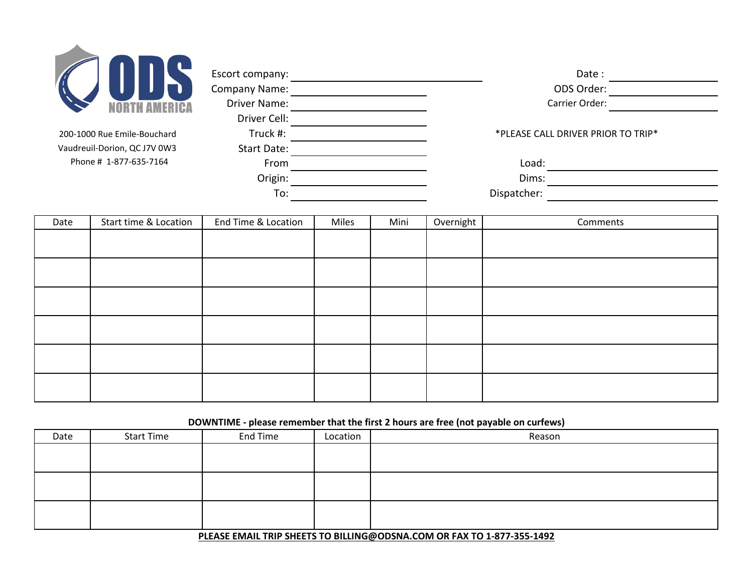**ODS NORTH AMERICA**

200-1000 Rue Emile-Bouchard
Vaudreuil-Dorion, QC J7V 0W3
Phone # 1-877-635-7164

Escort company: ____________________

Company Name: ____________________

Driver Name: ____________________

Driver Cell: ____________________

Truck #: ____________________

Start Date: ____________________

From ____________________

Origin: ____________________

To: ____________________

Date : ____________________

ODS Order: ____________________

Carrier Order: ____________________

*PLEASE CALL DRIVER PRIOR TO TRIP*

Load: ____________________

Dims: ____________________

Dispatcher: ____________________

| Date | Start time & Location | End Time & Location | Miles | Mini | Overnight | Comments |
|---|---|---|---|---|---|---|
| | | | | | | |
| | | | | | | |
| | | | | | | |
| | | | | | | |
| | | | | | | |
| | | | | | | |

**DOWNTIME - please remember that the first 2 hours are free (not payable on curfews)**

| Date | Start Time | End Time | Location | Reason |
|---|---|---|---|---|
| | | | | |
| | | | | |
| | | | | |

**PLEASE EMAIL TRIP SHEETS TO BILLING@ODSNA.COM OR FAX TO 1-877-355-1492**